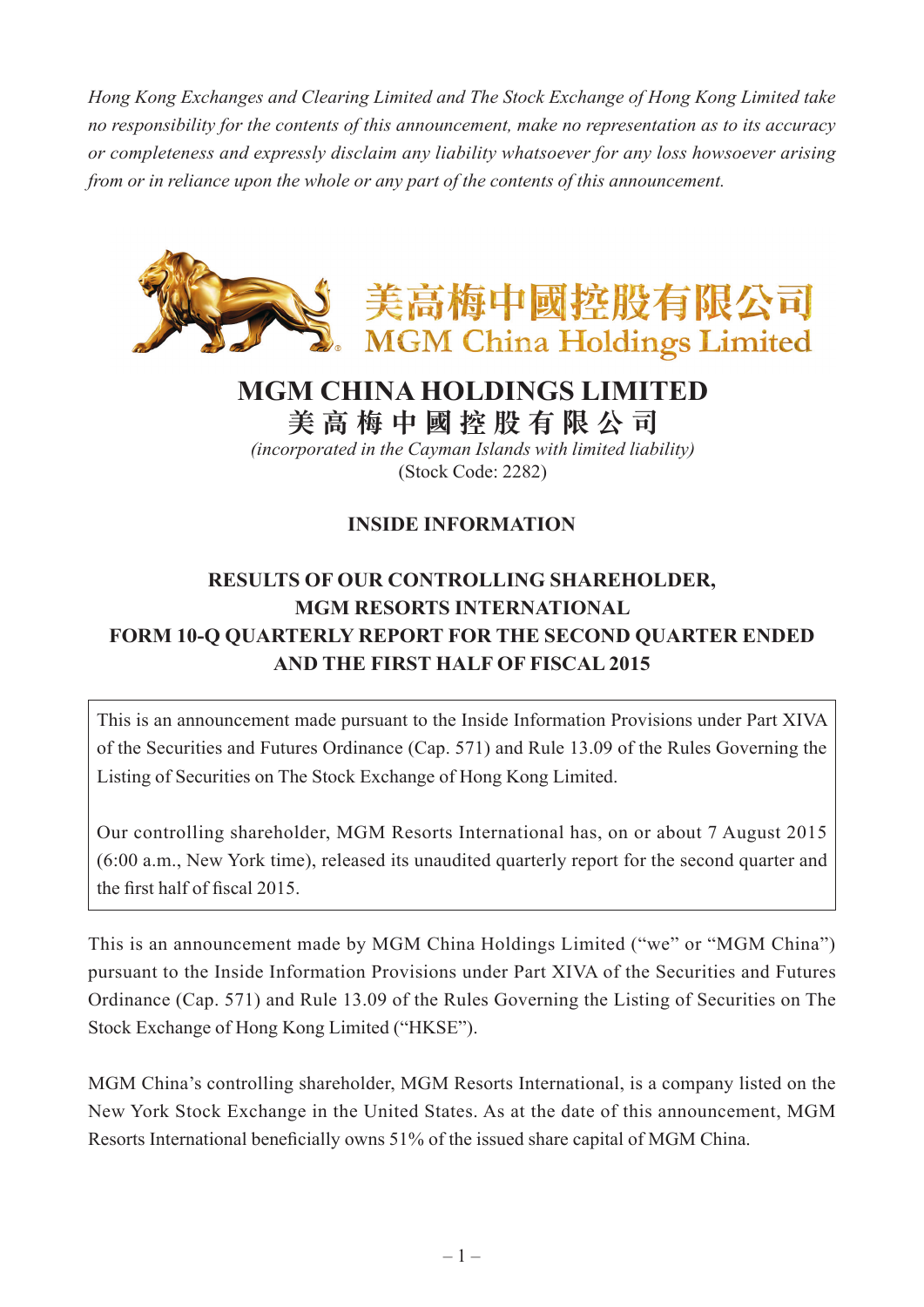*Hong Kong Exchanges and Clearing Limited and The Stock Exchange of Hong Kong Limited take no responsibility for the contents of this announcement, make no representation as to its accuracy or completeness and expressly disclaim any liability whatsoever for any loss howsoever arising from or in reliance upon the whole or any part of the contents of this announcement.*

美高梅中國控股有限公司
MGM China Holdings Limited

# MGM CHINA HOLDINGS LIMITED

# 美高梅中國控股有限公司

*(incorporated in the Cayman Islands with limited liability)*
(Stock Code: 2282)

## INSIDE INFORMATION

## RESULTS OF OUR CONTROLLING SHAREHOLDER, MGM RESORTS INTERNATIONAL FORM 10-Q QUARTERLY REPORT FOR THE SECOND QUARTER ENDED AND THE FIRST HALF OF FISCAL 2015

This is an announcement made pursuant to the Inside Information Provisions under Part XIVA of the Securities and Futures Ordinance (Cap. 571) and Rule 13.09 of the Rules Governing the Listing of Securities on The Stock Exchange of Hong Kong Limited.

Our controlling shareholder, MGM Resorts International has, on or about 7 August 2015 (6:00 a.m., New York time), released its unaudited quarterly report for the second quarter and the first half of fiscal 2015.

This is an announcement made by MGM China Holdings Limited ("we" or "MGM China") pursuant to the Inside Information Provisions under Part XIVA of the Securities and Futures Ordinance (Cap. 571) and Rule 13.09 of the Rules Governing the Listing of Securities on The Stock Exchange of Hong Kong Limited ("HKSE").

MGM China's controlling shareholder, MGM Resorts International, is a company listed on the New York Stock Exchange in the United States. As at the date of this announcement, MGM Resorts International beneficially owns 51% of the issued share capital of MGM China.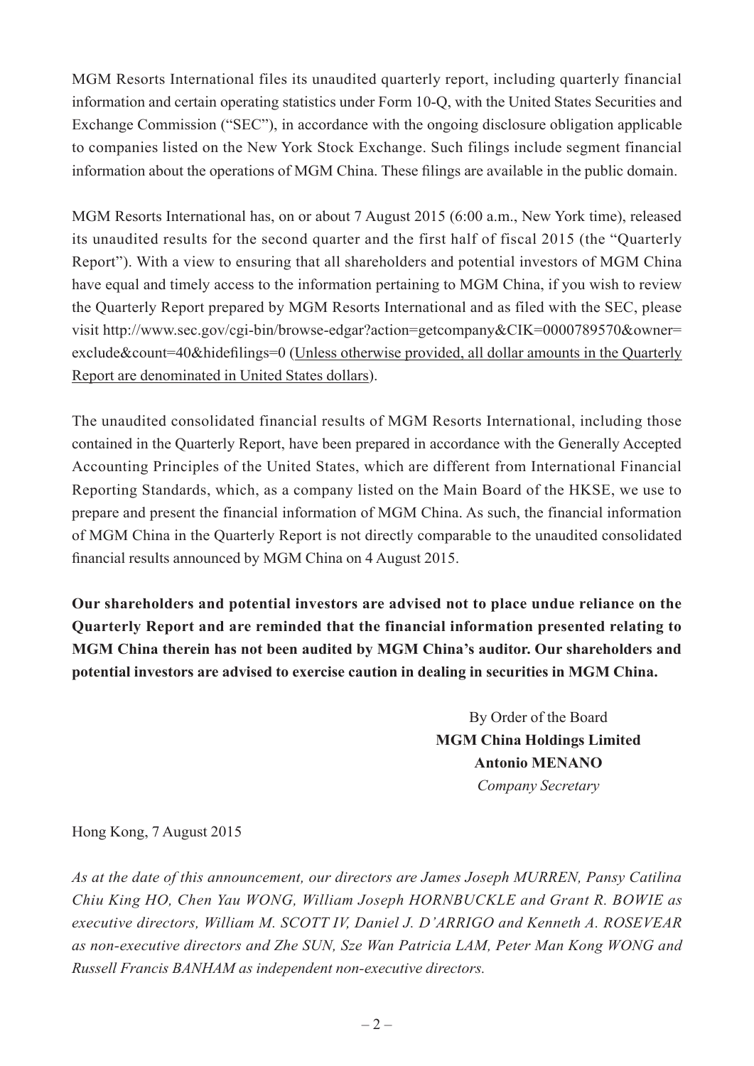MGM Resorts International files its unaudited quarterly report, including quarterly financial information and certain operating statistics under Form 10-Q, with the United States Securities and Exchange Commission ("SEC"), in accordance with the ongoing disclosure obligation applicable to companies listed on the New York Stock Exchange. Such filings include segment financial information about the operations of MGM China. These filings are available in the public domain.

MGM Resorts International has, on or about 7 August 2015 (6:00 a.m., New York time), released its unaudited results for the second quarter and the first half of fiscal 2015 (the "Quarterly Report"). With a view to ensuring that all shareholders and potential investors of MGM China have equal and timely access to the information pertaining to MGM China, if you wish to review the Quarterly Report prepared by MGM Resorts International and as filed with the SEC, please visit http://www.sec.gov/cgi-bin/browse-edgar?action=getcompany&CIK=0000789570&owner=exclude&count=40&hidefilings=0 (Unless otherwise provided, all dollar amounts in the Quarterly Report are denominated in United States dollars).

The unaudited consolidated financial results of MGM Resorts International, including those contained in the Quarterly Report, have been prepared in accordance with the Generally Accepted Accounting Principles of the United States, which are different from International Financial Reporting Standards, which, as a company listed on the Main Board of the HKSE, we use to prepare and present the financial information of MGM China. As such, the financial information of MGM China in the Quarterly Report is not directly comparable to the unaudited consolidated financial results announced by MGM China on 4 August 2015.

**Our shareholders and potential investors are advised not to place undue reliance on the Quarterly Report and are reminded that the financial information presented relating to MGM China therein has not been audited by MGM China's auditor. Our shareholders and potential investors are advised to exercise caution in dealing in securities in MGM China.**

By Order of the Board
**MGM China Holdings Limited**
**Antonio MENANO**
*Company Secretary*

Hong Kong, 7 August 2015

*As at the date of this announcement, our directors are James Joseph MURREN, Pansy Catilina Chiu King HO, Chen Yau WONG, William Joseph HORNBUCKLE and Grant R. BOWIE as executive directors, William M. SCOTT IV, Daniel J. D'ARRIGO and Kenneth A. ROSEVEAR as non-executive directors and Zhe SUN, Sze Wan Patricia LAM, Peter Man Kong WONG and Russell Francis BANHAM as independent non-executive directors.*